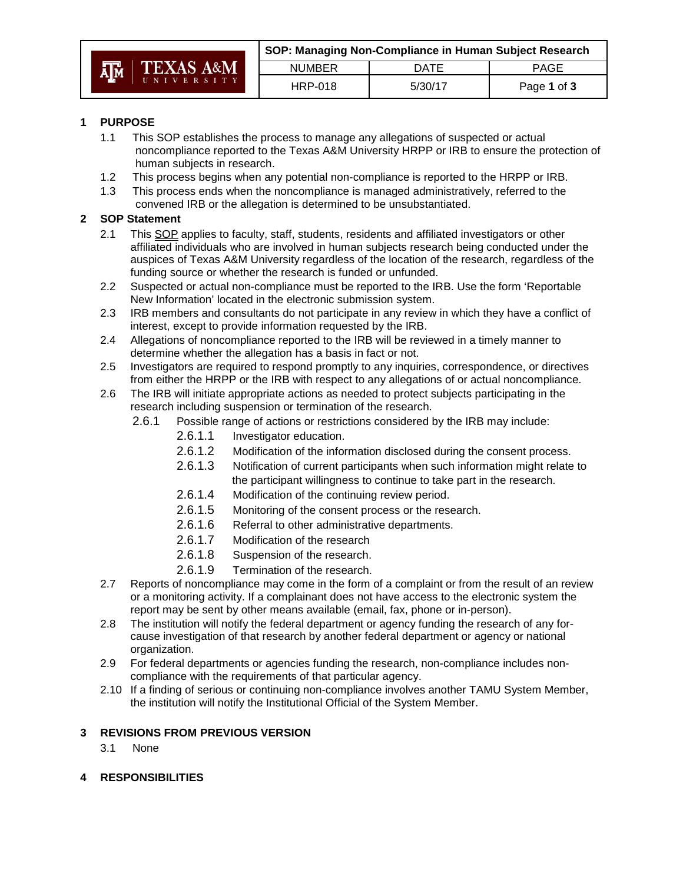| | SOP: Managing Non-Compliance in Human Subject Research | | |
|---|---|---|---|
| TEXAS A&M UNIVERSITY | NUMBER | DATE | PAGE |
| | HRP-018 | 5/30/17 | Page **1** of **3** |

## 1 PURPOSE

1.1 This SOP establishes the process to manage any allegations of suspected or actual noncompliance reported to the Texas A&M University HRPP or IRB to ensure the protection of human subjects in research.

1.2 This process begins when any potential non-compliance is reported to the HRPP or IRB.

1.3 This process ends when the noncompliance is managed administratively, referred to the convened IRB or the allegation is determined to be unsubstantiated.

## 2 SOP Statement

2.1 This SOP applies to faculty, staff, students, residents and affiliated investigators or other affiliated individuals who are involved in human subjects research being conducted under the auspices of Texas A&M University regardless of the location of the research, regardless of the funding source or whether the research is funded or unfunded.

2.2 Suspected or actual non-compliance must be reported to the IRB. Use the form 'Reportable New Information' located in the electronic submission system.

2.3 IRB members and consultants do not participate in any review in which they have a conflict of interest, except to provide information requested by the IRB.

2.4 Allegations of noncompliance reported to the IRB will be reviewed in a timely manner to determine whether the allegation has a basis in fact or not.

2.5 Investigators are required to respond promptly to any inquiries, correspondence, or directives from either the HRPP or the IRB with respect to any allegations of or actual noncompliance.

2.6 The IRB will initiate appropriate actions as needed to protect subjects participating in the research including suspension or termination of the research.

- 2.6.1 Possible range of actions or restrictions considered by the IRB may include:
  - 2.6.1.1 Investigator education.
  - 2.6.1.2 Modification of the information disclosed during the consent process.
  - 2.6.1.3 Notification of current participants when such information might relate to the participant willingness to continue to take part in the research.
  - 2.6.1.4 Modification of the continuing review period.
  - 2.6.1.5 Monitoring of the consent process or the research.
  - 2.6.1.6 Referral to other administrative departments.
  - 2.6.1.7 Modification of the research
  - 2.6.1.8 Suspension of the research.
  - 2.6.1.9 Termination of the research.

2.7 Reports of noncompliance may come in the form of a complaint or from the result of an review or a monitoring activity. If a complainant does not have access to the electronic system the report may be sent by other means available (email, fax, phone or in-person).

2.8 The institution will notify the federal department or agency funding the research of any for-cause investigation of that research by another federal department or agency or national organization.

2.9 For federal departments or agencies funding the research, non-compliance includes non-compliance with the requirements of that particular agency.

2.10 If a finding of serious or continuing non-compliance involves another TAMU System Member, the institution will notify the Institutional Official of the System Member.

## 3 REVISIONS FROM PREVIOUS VERSION

3.1 None

## 4 RESPONSIBILITIES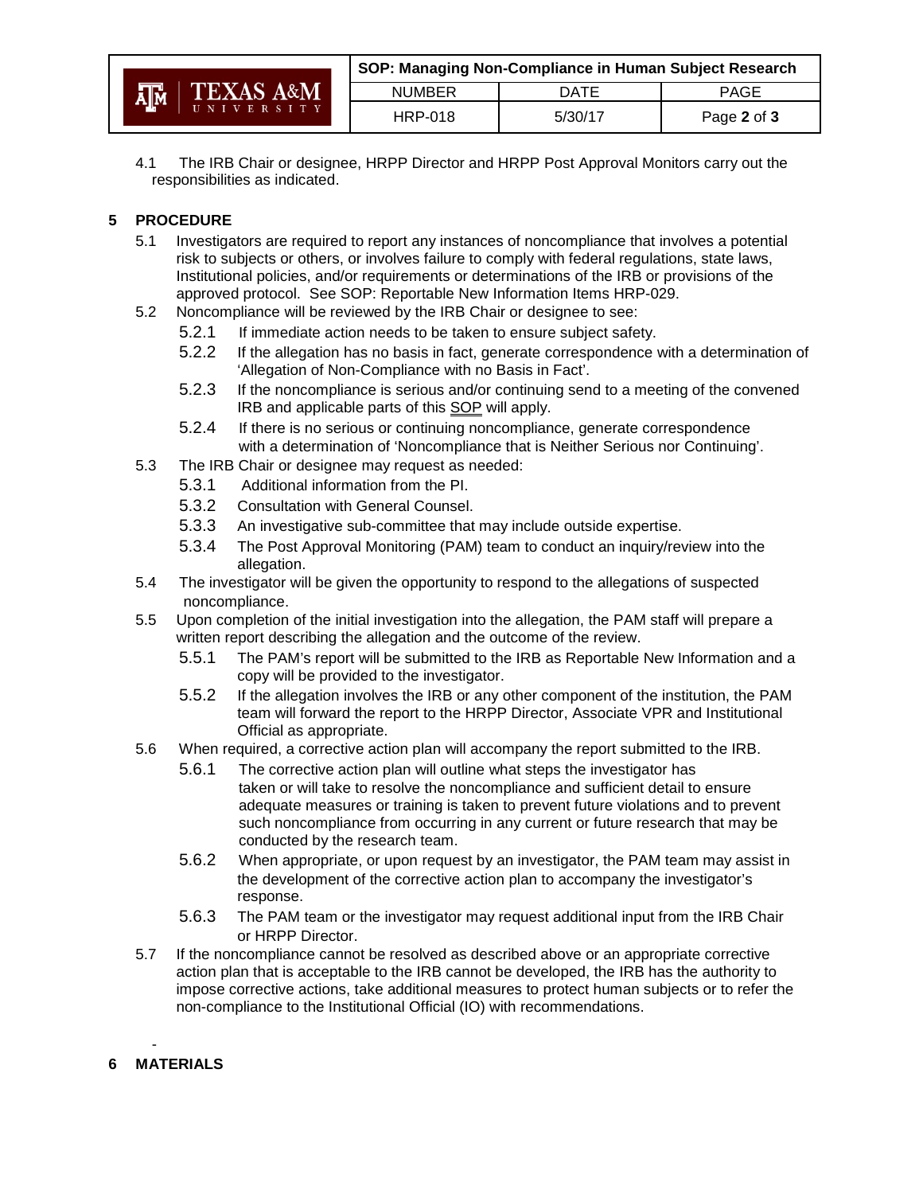4.1 The IRB Chair or designee, HRPP Director and HRPP Post Approval Monitors carry out the responsibilities as indicated.

## 5 PROCEDURE

5.1 Investigators are required to report any instances of noncompliance that involves a potential risk to subjects or others, or involves failure to comply with federal regulations, state laws, Institutional policies, and/or requirements or determinations of the IRB or provisions of the approved protocol. See SOP: Reportable New Information Items HRP-029.

5.2 Noncompliance will be reviewed by the IRB Chair or designee to see:

- 5.2.1 If immediate action needs to be taken to ensure subject safety.
- 5.2.2 If the allegation has no basis in fact, generate correspondence with a determination of 'Allegation of Non-Compliance with no Basis in Fact'.
- 5.2.3 If the noncompliance is serious and/or continuing send to a meeting of the convened IRB and applicable parts of this SOP will apply.
- 5.2.4 If there is no serious or continuing noncompliance, generate correspondence with a determination of 'Noncompliance that is Neither Serious nor Continuing'.

5.3 The IRB Chair or designee may request as needed:

- 5.3.1 Additional information from the PI.
- 5.3.2 Consultation with General Counsel.
- 5.3.3 An investigative sub-committee that may include outside expertise.
- 5.3.4 The Post Approval Monitoring (PAM) team to conduct an inquiry/review into the allegation.

5.4 The investigator will be given the opportunity to respond to the allegations of suspected noncompliance.

5.5 Upon completion of the initial investigation into the allegation, the PAM staff will prepare a written report describing the allegation and the outcome of the review.

- 5.5.1 The PAM's report will be submitted to the IRB as Reportable New Information and a copy will be provided to the investigator.
- 5.5.2 If the allegation involves the IRB or any other component of the institution, the PAM team will forward the report to the HRPP Director, Associate VPR and Institutional Official as appropriate.

5.6 When required, a corrective action plan will accompany the report submitted to the IRB.

- 5.6.1 The corrective action plan will outline what steps the investigator has taken or will take to resolve the noncompliance and sufficient detail to ensure adequate measures or training is taken to prevent future violations and to prevent such noncompliance from occurring in any current or future research that may be conducted by the research team.
- 5.6.2 When appropriate, or upon request by an investigator, the PAM team may assist in the development of the corrective action plan to accompany the investigator's response.
- 5.6.3 The PAM team or the investigator may request additional input from the IRB Chair or HRPP Director.

5.7 If the noncompliance cannot be resolved as described above or an appropriate corrective action plan that is acceptable to the IRB cannot be developed, the IRB has the authority to impose corrective actions, take additional measures to protect human subjects or to refer the non-compliance to the Institutional Official (IO) with recommendations.

## 6 MATERIALS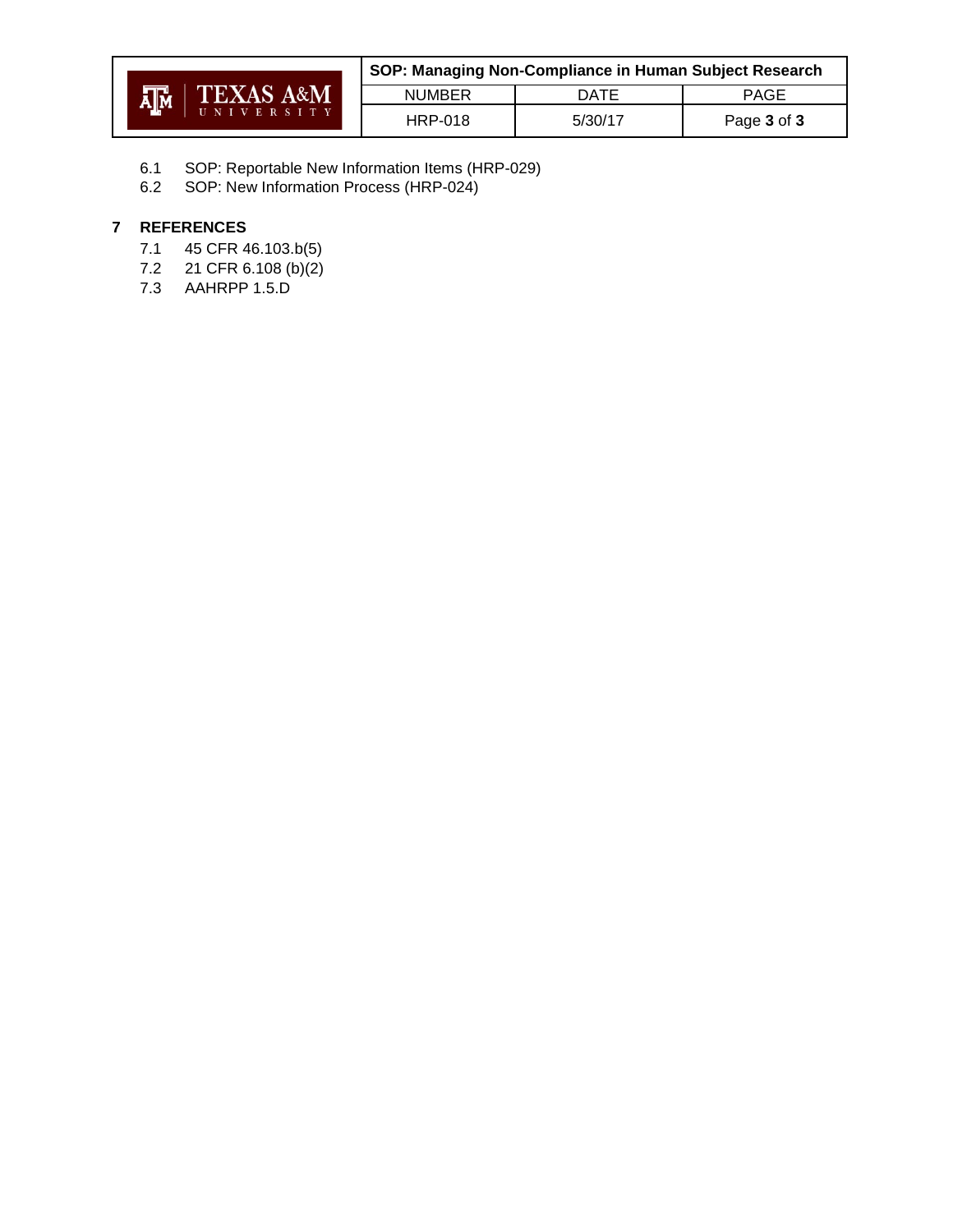6.1 SOP: Reportable New Information Items (HRP-029)
6.2 SOP: New Information Process (HRP-024)

## 7 REFERENCES

7.1 45 CFR 46.103.b(5)
7.2 21 CFR 6.108 (b)(2)
7.3 AAHRPP 1.5.D